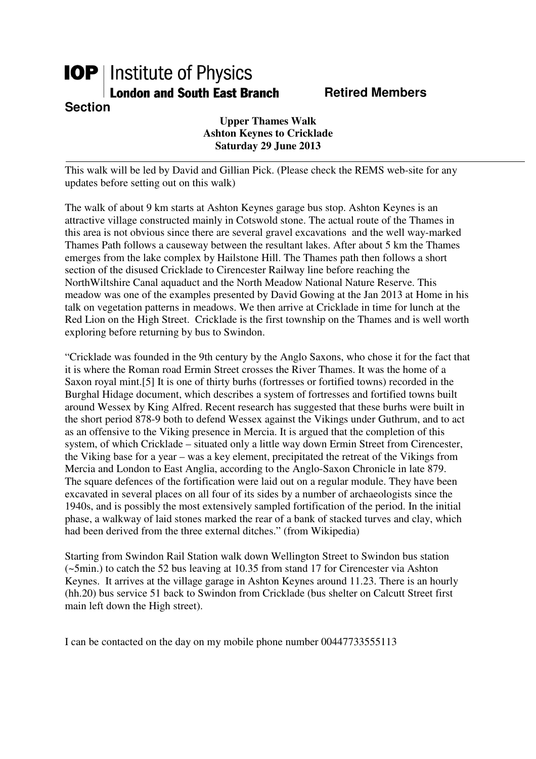**IOP** | Institute of Physics
**London and South East Branch** **Retired Members Section**

**Upper Thames Walk**
**Ashton Keynes to Cricklade**
**Saturday 29 June 2013**

---

This walk will be led by David and Gillian Pick. (Please check the REMS web-site for any updates before setting out on this walk)

The walk of about 9 km starts at Ashton Keynes garage bus stop. Ashton Keynes is an attractive village constructed mainly in Cotswold stone. The actual route of the Thames in this area is not obvious since there are several gravel excavations and the well way-marked Thames Path follows a causeway between the resultant lakes. After about 5 km the Thames emerges from the lake complex by Hailstone Hill. The Thames path then follows a short section of the disused Cricklade to Cirencester Railway line before reaching the NorthWiltshire Canal aquaduct and the North Meadow National Nature Reserve. This meadow was one of the examples presented by David Gowing at the Jan 2013 at Home in his talk on vegetation patterns in meadows. We then arrive at Cricklade in time for lunch at the Red Lion on the High Street. Cricklade is the first township on the Thames and is well worth exploring before returning by bus to Swindon.

"Cricklade was founded in the 9th century by the Anglo Saxons, who chose it for the fact that it is where the Roman road Ermin Street crosses the River Thames. It was the home of a Saxon royal mint.[5] It is one of thirty burhs (fortresses or fortified towns) recorded in the Burghal Hidage document, which describes a system of fortresses and fortified towns built around Wessex by King Alfred. Recent research has suggested that these burhs were built in the short period 878-9 both to defend Wessex against the Vikings under Guthrum, and to act as an offensive to the Viking presence in Mercia. It is argued that the completion of this system, of which Cricklade – situated only a little way down Ermin Street from Cirencester, the Viking base for a year – was a key element, precipitated the retreat of the Vikings from Mercia and London to East Anglia, according to the Anglo-Saxon Chronicle in late 879. The square defences of the fortification were laid out on a regular module. They have been excavated in several places on all four of its sides by a number of archaeologists since the 1940s, and is possibly the most extensively sampled fortification of the period. In the initial phase, a walkway of laid stones marked the rear of a bank of stacked turves and clay, which had been derived from the three external ditches." (from Wikipedia)

Starting from Swindon Rail Station walk down Wellington Street to Swindon bus station (~5min.) to catch the 52 bus leaving at 10.35 from stand 17 for Cirencester via Ashton Keynes. It arrives at the village garage in Ashton Keynes around 11.23. There is an hourly (hh.20) bus service 51 back to Swindon from Cricklade (bus shelter on Calcutt Street first main left down the High street).

I can be contacted on the day on my mobile phone number 00447733555113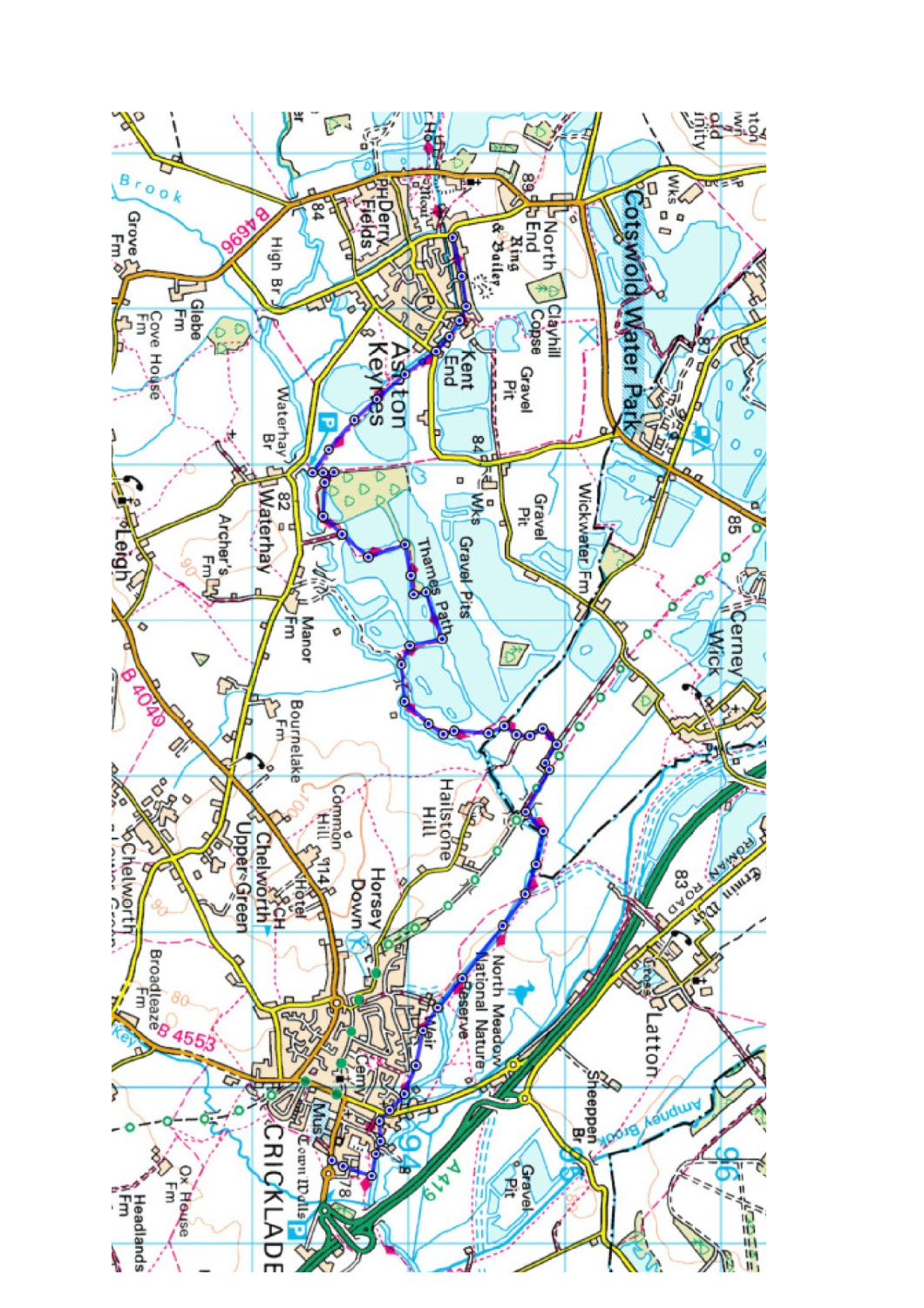Cotswold Water Park

Ashton Keynes

Kent End

North End

Clayhill Copse

Derry Fields

Gravel Pit

Gravel Pits

Wks

Wickwater Fm

Thames Path

Waterhay Br

Waterhay

Manor Fm

Archer's Fm

Leigh

Cerney Wick

Hailstone Hill

Common Hill

Horsey Down

North Meadow National Nature Reserve

Latton

Sheppen Br

Ampney Brook

Ermin Way

Roman Road

Chelworth Upper Green

Chelworth

Bournelake Fm

Glebe Fm

Cove House Fm

Grove Fm

High Br

Brook

Broadleaze Fm

Ox House Fm

Headlands Fm

CRICKLADE

Town Walls

Mus

Cemy

Weir

Hotel

King & Butler

B 4696

B 4040

B 4553

A 419